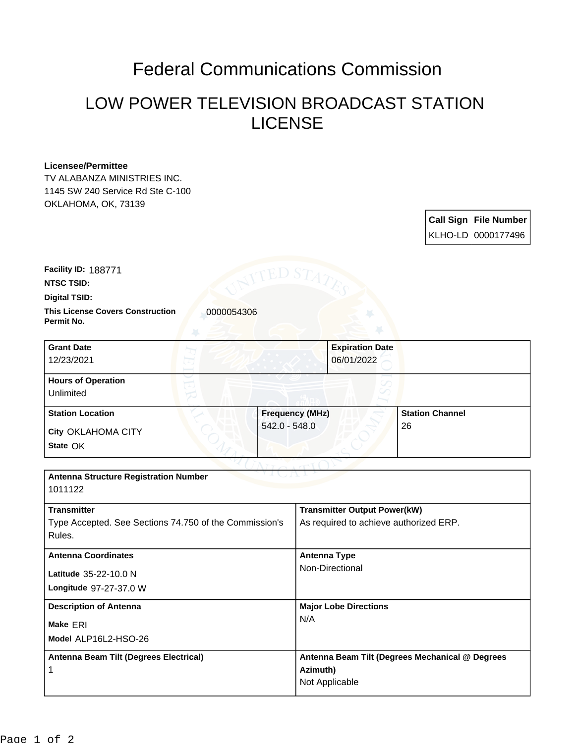# Federal Communications Commission

## LOW POWER TELEVISION BROADCAST STATION LICENSE

**Licensee/Permittee**
TV ALABANZA MINISTRIES INC.
1145 SW 240 Service Rd Ste C-100
OKLAHOMA, OK, 73139

| Call Sign | File Number |
| --- | --- |
| KLHO-LD | 0000177496 |

**Facility ID:** 188771

**NTSC TSID:**

**Digital TSID:**

**This License Covers Construction Permit No.** 0000054306

| Grant Date | Expiration Date |
| --- | --- |
| 12/23/2021 | 06/01/2022 |

**Hours of Operation**
Unlimited

| Station Location | Frequency (MHz) | Station Channel |
| --- | --- | --- |
| City OKLAHOMA CITY<br>State OK | 542.0 - 548.0 | 26 |

**Antenna Structure Registration Number**
1011122

| Transmitter | Transmitter Output Power(kW) |
| --- | --- |
| Type Accepted. See Sections 74.750 of the Commission's Rules. | As required to achieve authorized ERP. |

| Antenna Coordinates | Antenna Type |
| --- | --- |
| Latitude 35-22-10.0 N<br>Longitude 97-27-37.0 W | Non-Directional |

| Description of Antenna | Major Lobe Directions |
| --- | --- |
| Make ERI<br>Model ALP16L2-HSO-26 | N/A |

| Antenna Beam Tilt (Degrees Electrical) | Antenna Beam Tilt (Degrees Mechanical @ Degrees Azimuth) |
| --- | --- |
| 1 | Not Applicable |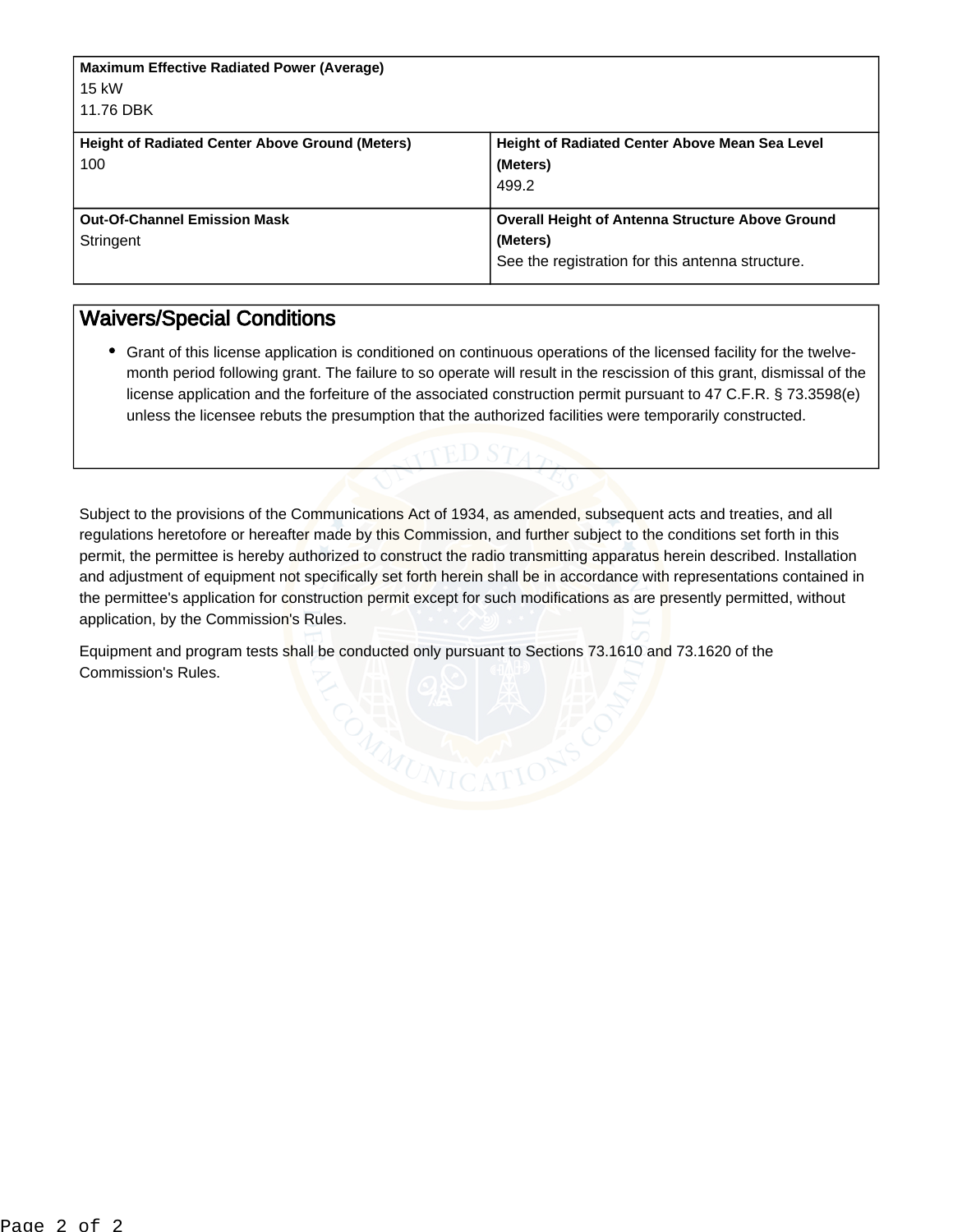| | |
|---|---|
| **Maximum Effective Radiated Power (Average)**<br>15 kW<br>11.76 DBK | |
| **Height of Radiated Center Above Ground (Meters)**<br>100 | **Height of Radiated Center Above Mean Sea Level (Meters)**<br>499.2 |
| **Out-Of-Channel Emission Mask**<br>Stringent | **Overall Height of Antenna Structure Above Ground (Meters)**<br>See the registration for this antenna structure. |

## Waivers/Special Conditions

- Grant of this license application is conditioned on continuous operations of the licensed facility for the twelve-month period following grant. The failure to so operate will result in the rescission of this grant, dismissal of the license application and the forfeiture of the associated construction permit pursuant to 47 C.F.R. § 73.3598(e) unless the licensee rebuts the presumption that the authorized facilities were temporarily constructed.

Subject to the provisions of the Communications Act of 1934, as amended, subsequent acts and treaties, and all regulations heretofore or hereafter made by this Commission, and further subject to the conditions set forth in this permit, the permittee is hereby authorized to construct the radio transmitting apparatus herein described. Installation and adjustment of equipment not specifically set forth herein shall be in accordance with representations contained in the permittee's application for construction permit except for such modifications as are presently permitted, without application, by the Commission's Rules.

Equipment and program tests shall be conducted only pursuant to Sections 73.1610 and 73.1620 of the Commission's Rules.